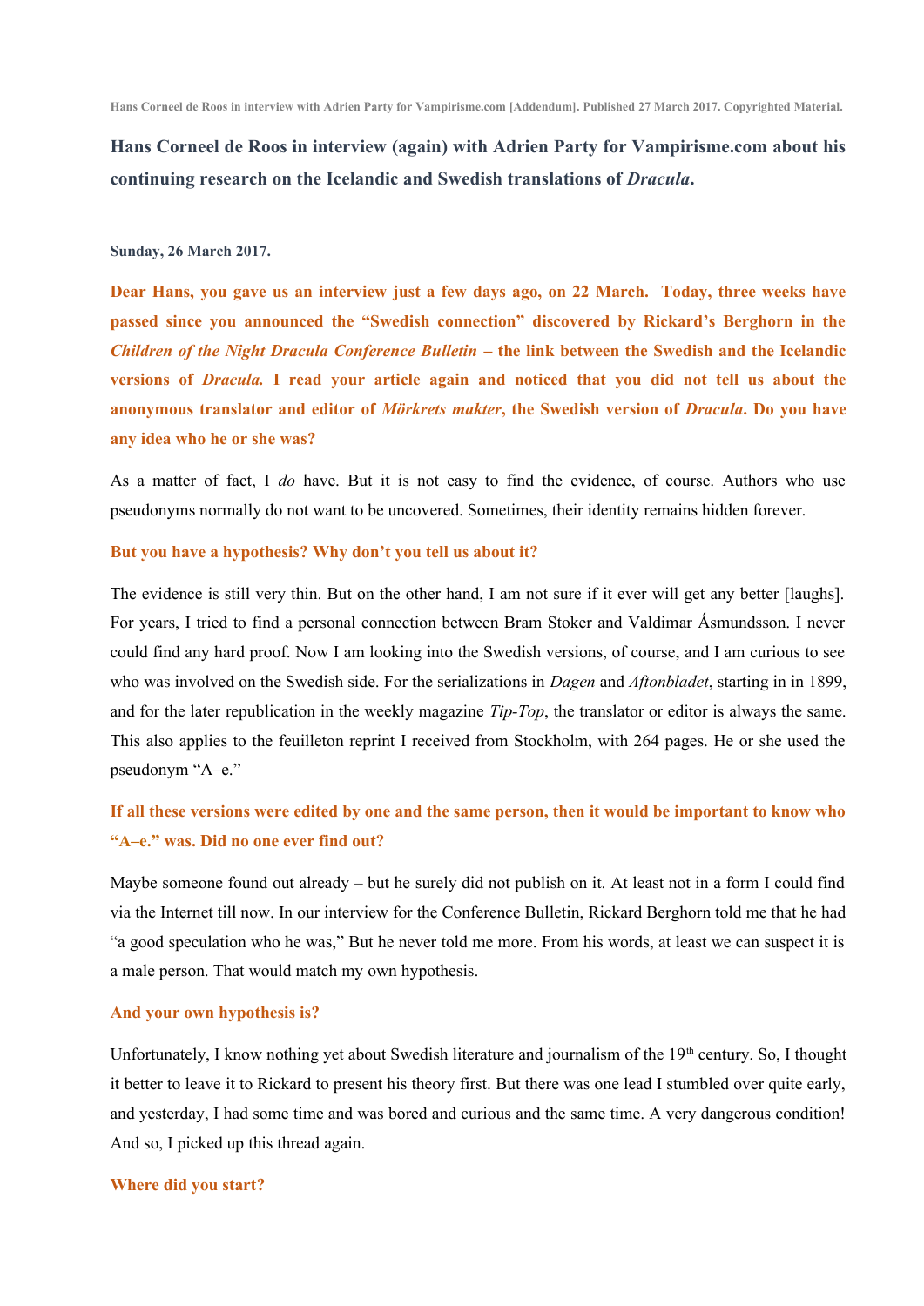**Hans Corneel de Roos in interview (again) with Adrien Party for Vampirisme.com about his continuing research on the Icelandic and Swedish translations of *Dracula*.**

**Sunday, 26 March 2017.**

**Dear Hans, you gave us an interview just a few days ago, on 22 March. Today, three weeks have passed since you announced the "Swedish connection" discovered by Rickard's Berghorn in the *Children of the Night Dracula Conference Bulletin* – the link between the Swedish and the Icelandic versions of *Dracula.* I read your article again and noticed that you did not tell us about the anonymous translator and editor of *Mörkrets makter*, the Swedish version of *Dracula*. Do you have any idea who he or she was?**

As a matter of fact, I *do* have. But it is not easy to find the evidence, of course. Authors who use pseudonyms normally do not want to be uncovered. Sometimes, their identity remains hidden forever.

**But you have a hypothesis? Why don't you tell us about it?**

The evidence is still very thin. But on the other hand, I am not sure if it ever will get any better [laughs]. For years, I tried to find a personal connection between Bram Stoker and Valdimar Ásmundsson. I never could find any hard proof. Now I am looking into the Swedish versions, of course, and I am curious to see who was involved on the Swedish side. For the serializations in *Dagen* and *Aftonbladet*, starting in in 1899, and for the later republication in the weekly magazine *Tip-Top*, the translator or editor is always the same. This also applies to the feuilleton reprint I received from Stockholm, with 264 pages. He or she used the pseudonym "A–e."

**If all these versions were edited by one and the same person, then it would be important to know who "A–e." was. Did no one ever find out?**

Maybe someone found out already – but he surely did not publish on it. At least not in a form I could find via the Internet till now. In our interview for the Conference Bulletin, Rickard Berghorn told me that he had "a good speculation who he was," But he never told me more. From his words, at least we can suspect it is a male person. That would match my own hypothesis.

**And your own hypothesis is?**

Unfortunately, I know nothing yet about Swedish literature and journalism of the 19th century. So, I thought it better to leave it to Rickard to present his theory first. But there was one lead I stumbled over quite early, and yesterday, I had some time and was bored and curious and the same time. A very dangerous condition! And so, I picked up this thread again.

**Where did you start?**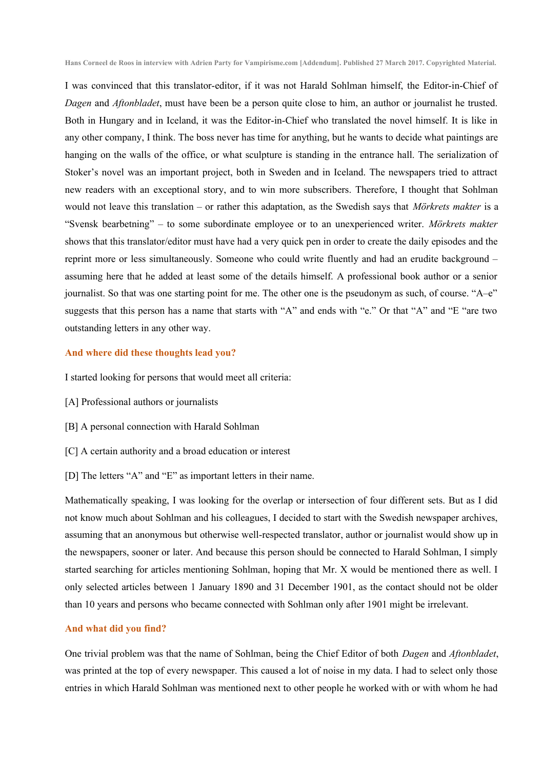I was convinced that this translator-editor, if it was not Harald Sohlman himself, the Editor-in-Chief of *Dagen* and *Aftonbladet*, must have been be a person quite close to him, an author or journalist he trusted. Both in Hungary and in Iceland, it was the Editor-in-Chief who translated the novel himself. It is like in any other company, I think. The boss never has time for anything, but he wants to decide what paintings are hanging on the walls of the office, or what sculpture is standing in the entrance hall. The serialization of Stoker's novel was an important project, both in Sweden and in Iceland. The newspapers tried to attract new readers with an exceptional story, and to win more subscribers. Therefore, I thought that Sohlman would not leave this translation – or rather this adaptation, as the Swedish says that *Mörkrets makter* is a "Svensk bearbetning" – to some subordinate employee or to an unexperienced writer. *Mörkrets makter* shows that this translator/editor must have had a very quick pen in order to create the daily episodes and the reprint more or less simultaneously. Someone who could write fluently and had an erudite background – assuming here that he added at least some of the details himself. A professional book author or a senior journalist. So that was one starting point for me. The other one is the pseudonym as such, of course. "A–e" suggests that this person has a name that starts with "A" and ends with "e." Or that "A" and "E "are two outstanding letters in any other way.

**And where did these thoughts lead you?**

I started looking for persons that would meet all criteria:

[A] Professional authors or journalists

[B] A personal connection with Harald Sohlman

[C] A certain authority and a broad education or interest

[D] The letters "A" and "E" as important letters in their name.

Mathematically speaking, I was looking for the overlap or intersection of four different sets. But as I did not know much about Sohlman and his colleagues, I decided to start with the Swedish newspaper archives, assuming that an anonymous but otherwise well-respected translator, author or journalist would show up in the newspapers, sooner or later. And because this person should be connected to Harald Sohlman, I simply started searching for articles mentioning Sohlman, hoping that Mr. X would be mentioned there as well. I only selected articles between 1 January 1890 and 31 December 1901, as the contact should not be older than 10 years and persons who became connected with Sohlman only after 1901 might be irrelevant.

**And what did you find?**

One trivial problem was that the name of Sohlman, being the Chief Editor of both *Dagen* and *Aftonbladet*, was printed at the top of every newspaper. This caused a lot of noise in my data. I had to select only those entries in which Harald Sohlman was mentioned next to other people he worked with or with whom he had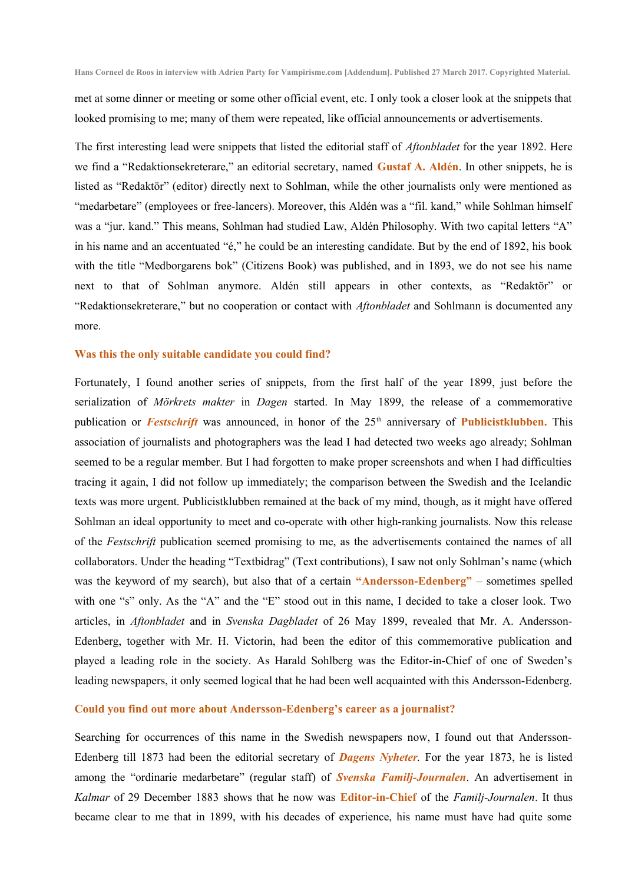met at some dinner or meeting or some other official event, etc. I only took a closer look at the snippets that looked promising to me; many of them were repeated, like official announcements or advertisements.

The first interesting lead were snippets that listed the editorial staff of *Aftonbladet* for the year 1892. Here we find a "Redaktionsekreterare," an editorial secretary, named **Gustaf A. Aldén**. In other snippets, he is listed as "Redaktör" (editor) directly next to Sohlman, while the other journalists only were mentioned as "medarbetare" (employees or free-lancers). Moreover, this Aldén was a "fil. kand," while Sohlman himself was a "jur. kand." This means, Sohlman had studied Law, Aldén Philosophy. With two capital letters "A" in his name and an accentuated "é," he could be an interesting candidate. But by the end of 1892, his book with the title "Medborgarens bok" (Citizens Book) was published, and in 1893, we do not see his name next to that of Sohlman anymore. Aldén still appears in other contexts, as "Redaktör" or "Redaktionsekreterare," but no cooperation or contact with *Aftonbladet* and Sohlmann is documented any more.

**Was this the only suitable candidate you could find?**

Fortunately, I found another series of snippets, from the first half of the year 1899, just before the serialization of *Mörkrets makter* in *Dagen* started. In May 1899, the release of a commemorative publication or ***Festschrift*** was announced, in honor of the 25th anniversary of **Publicistklubben.** This association of journalists and photographers was the lead I had detected two weeks ago already; Sohlman seemed to be a regular member. But I had forgotten to make proper screenshots and when I had difficulties tracing it again, I did not follow up immediately; the comparison between the Swedish and the Icelandic texts was more urgent. Publicistklubben remained at the back of my mind, though, as it might have offered Sohlman an ideal opportunity to meet and co-operate with other high-ranking journalists. Now this release of the *Festschrift* publication seemed promising to me, as the advertisements contained the names of all collaborators. Under the heading "Textbidrag" (Text contributions), I saw not only Sohlman's name (which was the keyword of my search), but also that of a certain **"Andersson-Edenberg"** – sometimes spelled with one "s" only. As the "A" and the "E" stood out in this name, I decided to take a closer look. Two articles, in *Aftonbladet* and in *Svenska Dagbladet* of 26 May 1899, revealed that Mr. A. Andersson-Edenberg, together with Mr. H. Victorin, had been the editor of this commemorative publication and played a leading role in the society. As Harald Sohlberg was the Editor-in-Chief of one of Sweden's leading newspapers, it only seemed logical that he had been well acquainted with this Andersson-Edenberg.

**Could you find out more about Andersson-Edenberg's career as a journalist?**

Searching for occurrences of this name in the Swedish newspapers now, I found out that Andersson-Edenberg till 1873 had been the editorial secretary of ***Dagens Nyheter***. For the year 1873, he is listed among the "ordinarie medarbetare" (regular staff) of ***Svenska Familj-Journalen***. An advertisement in *Kalmar* of 29 December 1883 shows that he now was **Editor-in-Chief** of the *Familj-Journalen*. It thus became clear to me that in 1899, with his decades of experience, his name must have had quite some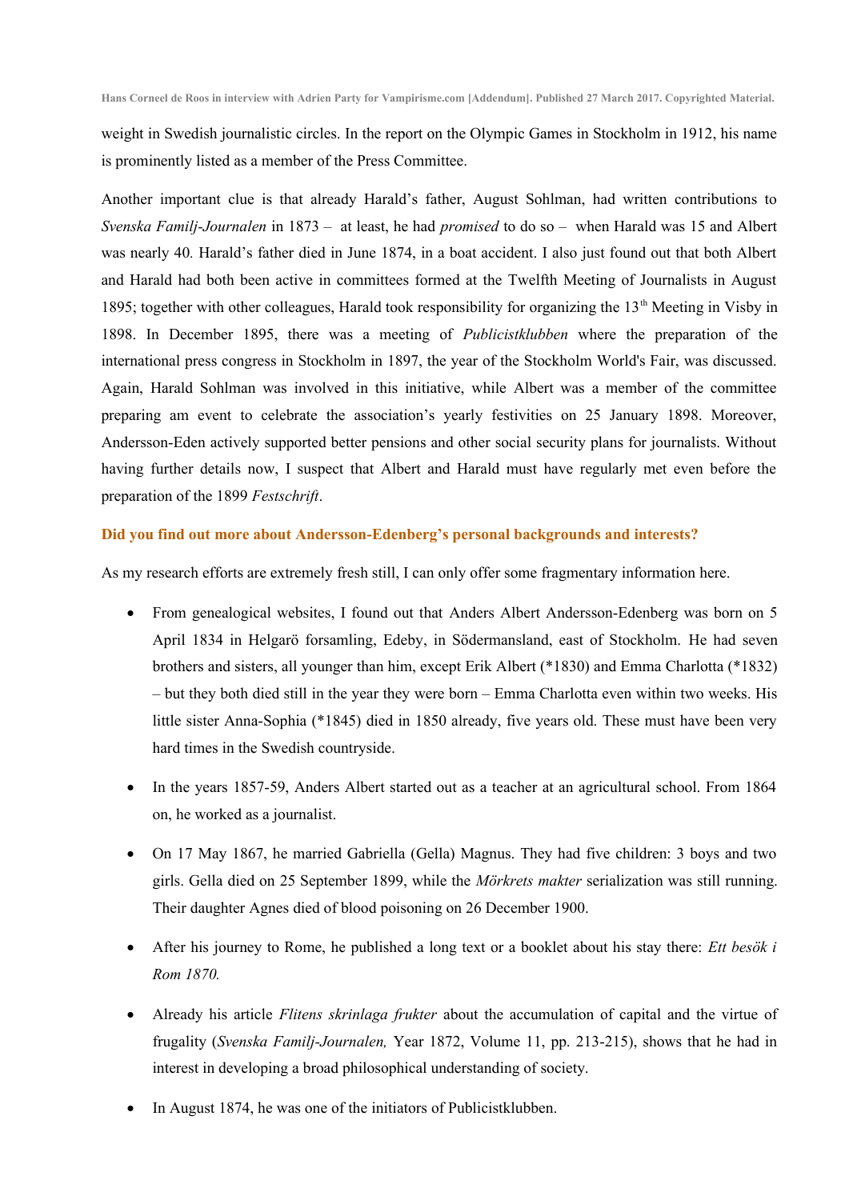weight in Swedish journalistic circles. In the report on the Olympic Games in Stockholm in 1912, his name is prominently listed as a member of the Press Committee.

Another important clue is that already Harald's father, August Sohlman, had written contributions to *Svenska Familj-Journalen* in 1873 – at least, he had *promised* to do so – when Harald was 15 and Albert was nearly 40. Harald's father died in June 1874, in a boat accident. I also just found out that both Albert and Harald had both been active in committees formed at the Twelfth Meeting of Journalists in August 1895; together with other colleagues, Harald took responsibility for organizing the 13th Meeting in Visby in 1898. In December 1895, there was a meeting of *Publicistklubben* where the preparation of the international press congress in Stockholm in 1897, the year of the Stockholm World's Fair, was discussed. Again, Harald Sohlman was involved in this initiative, while Albert was a member of the committee preparing am event to celebrate the association's yearly festivities on 25 January 1898. Moreover, Andersson-Eden actively supported better pensions and other social security plans for journalists. Without having further details now, I suspect that Albert and Harald must have regularly met even before the preparation of the 1899 *Festschrift*.

### Did you find out more about Andersson-Edenberg's personal backgrounds and interests?

As my research efforts are extremely fresh still, I can only offer some fragmentary information here.

- From genealogical websites, I found out that Anders Albert Andersson-Edenberg was born on 5 April 1834 in Helgarö forsamling, Edeby, in Södermansland, east of Stockholm. He had seven brothers and sisters, all younger than him, except Erik Albert (*1830) and Emma Charlotta (*1832) – but they both died still in the year they were born – Emma Charlotta even within two weeks. His little sister Anna-Sophia (*1845) died in 1850 already, five years old. These must have been very hard times in the Swedish countryside.
- In the years 1857-59, Anders Albert started out as a teacher at an agricultural school. From 1864 on, he worked as a journalist.
- On 17 May 1867, he married Gabriella (Gella) Magnus. They had five children: 3 boys and two girls. Gella died on 25 September 1899, while the *Mörkrets makter* serialization was still running. Their daughter Agnes died of blood poisoning on 26 December 1900.
- After his journey to Rome, he published a long text or a booklet about his stay there: *Ett besök i Rom 1870.*
- Already his article *Flitens skrinlaga frukter* about the accumulation of capital and the virtue of frugality (*Svenska Familj-Journalen,* Year 1872, Volume 11, pp. 213-215), shows that he had in interest in developing a broad philosophical understanding of society.
- In August 1874, he was one of the initiators of Publicistklubben.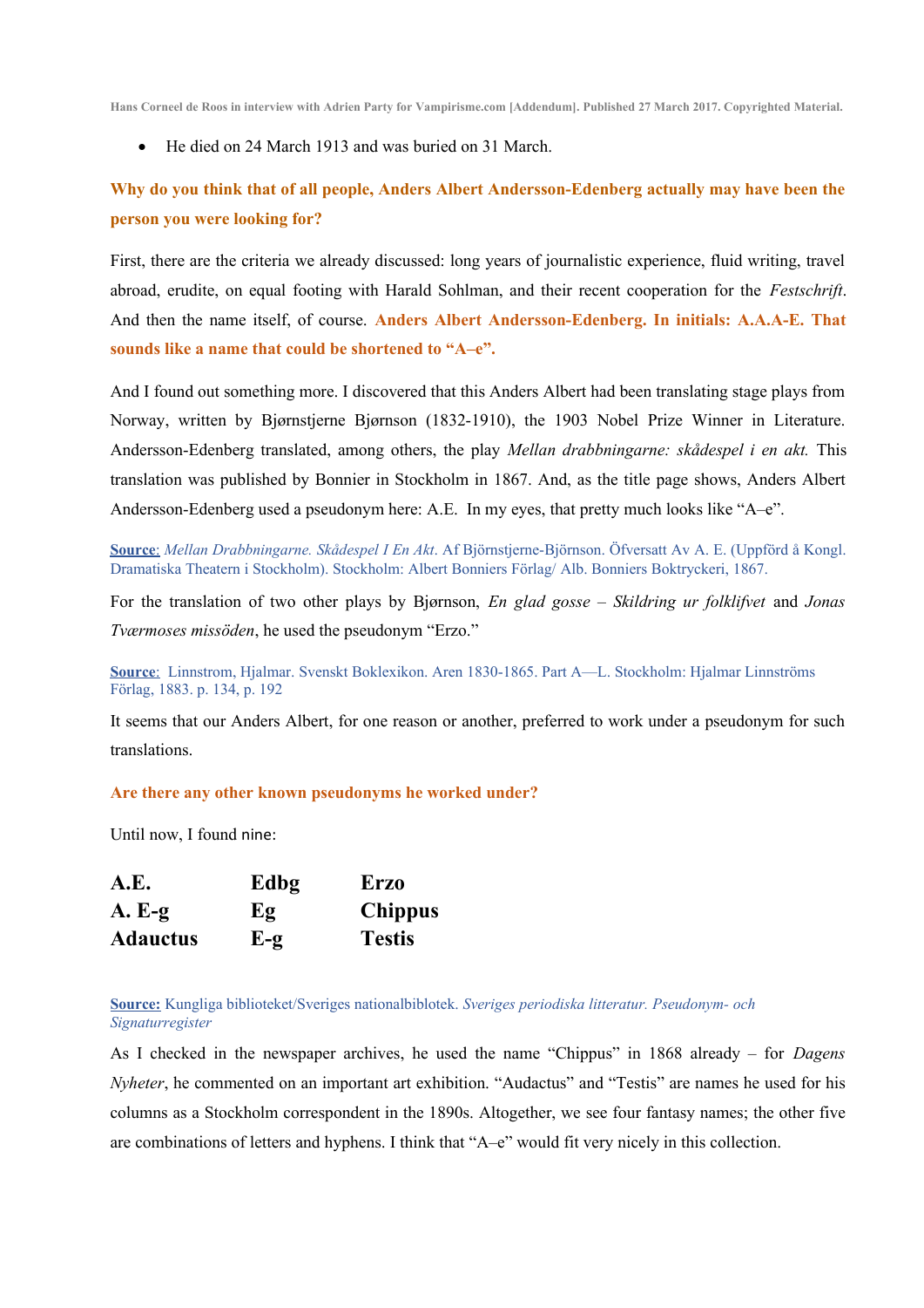- He died on 24 March 1913 and was buried on 31 March.

**Why do you think that of all people, Anders Albert Andersson-Edenberg actually may have been the person you were looking for?**

First, there are the criteria we already discussed: long years of journalistic experience, fluid writing, travel abroad, erudite, on equal footing with Harald Sohlman, and their recent cooperation for the *Festschrift*. And then the name itself, of course. **Anders Albert Andersson-Edenberg. In initials: A.A.A-E. That sounds like a name that could be shortened to "A–e".**

And I found out something more. I discovered that this Anders Albert had been translating stage plays from Norway, written by Bjørnstjerne Bjørnson (1832-1910), the 1903 Nobel Prize Winner in Literature. Andersson-Edenberg translated, among others, the play *Mellan drabbningarne: skådespel i en akt.* This translation was published by Bonnier in Stockholm in 1867. And, as the title page shows, Anders Albert Andersson-Edenberg used a pseudonym here: A.E. In my eyes, that pretty much looks like "A–e".

**Source**: *Mellan Drabbningarne. Skådespel I En Akt*. Af Björnstjerne-Björnson. Öfversatt Av A. E. (Uppförd å Kongl. Dramatiska Theatern i Stockholm). Stockholm: Albert Bonniers Förlag/ Alb. Bonniers Boktryckeri, 1867.

For the translation of two other plays by Bjørnson, *En glad gosse – Skildring ur folklifvet* and *Jonas Tværmoses missöden*, he used the pseudonym "Erzo."

**Source**: Linnstrom, Hjalmar. Svenskt Boklexikon. Aren 1830-1865. Part A—L. Stockholm: Hjalmar Linnströms Förlag, 1883. p. 134, p. 192

It seems that our Anders Albert, for one reason or another, preferred to work under a pseudonym for such translations.

**Are there any other known pseudonyms he worked under?**

Until now, I found nine:

| | | |
|---|---|---|
| **A.E.** | **Edbg** | **Erzo** |
| **A. E-g** | **Eg** | **Chippus** |
| **Adauctus** | **E-g** | **Testis** |

**Source:** Kungliga biblioteket/Sveriges nationalbiblioteket. *Sveriges periodiska litteratur. Pseudonym- och Signaturregister*

As I checked in the newspaper archives, he used the name "Chippus" in 1868 already – for *Dagens Nyheter*, he commented on an important art exhibition. "Audactus" and "Testis" are names he used for his columns as a Stockholm correspondent in the 1890s. Altogether, we see four fantasy names; the other five are combinations of letters and hyphens. I think that "A–e" would fit very nicely in this collection.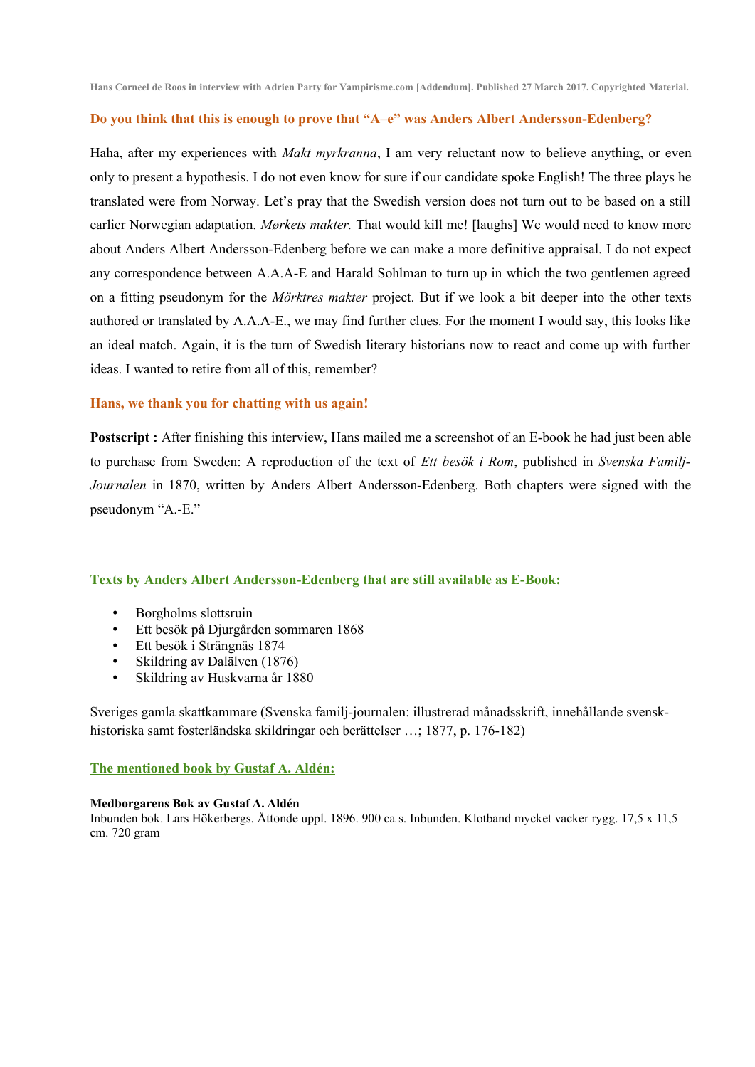**Do you think that this is enough to prove that "A–e" was Anders Albert Andersson-Edenberg?**

Haha, after my experiences with *Makt myrkranna*, I am very reluctant now to believe anything, or even only to present a hypothesis. I do not even know for sure if our candidate spoke English! The three plays he translated were from Norway. Let's pray that the Swedish version does not turn out to be based on a still earlier Norwegian adaptation. *Mørkets makter.* That would kill me! [laughs] We would need to know more about Anders Albert Andersson-Edenberg before we can make a more definitive appraisal. I do not expect any correspondence between A.A.A-E and Harald Sohlman to turn up in which the two gentlemen agreed on a fitting pseudonym for the *Mörktres makter* project. But if we look a bit deeper into the other texts authored or translated by A.A.A-E., we may find further clues. For the moment I would say, this looks like an ideal match. Again, it is the turn of Swedish literary historians now to react and come up with further ideas. I wanted to retire from all of this, remember?

**Hans, we thank you for chatting with us again!**

**Postscript :** After finishing this interview, Hans mailed me a screenshot of an E-book he had just been able to purchase from Sweden: A reproduction of the text of *Ett besök i Rom*, published in *Svenska Familj-Journalen* in 1870, written by Anders Albert Andersson-Edenberg. Both chapters were signed with the pseudonym "A.-E."

**Texts by Anders Albert Andersson-Edenberg that are still available as E-Book:**

- Borgholms slottsruin
- Ett besök på Djurgården sommaren 1868
- Ett besök i Strängnäs 1874
- Skildring av Dalälven (1876)
- Skildring av Huskvarna år 1880

Sveriges gamla skattkammare (Svenska familj-journalen: illustrerad månadsskrift, innehållande svensk-historiska samt fosterländska skildringar och berättelser …; 1877, p. 176-182)

**The mentioned book by Gustaf A. Aldén:**

**Medborgarens Bok av Gustaf A. Aldén**
Inbunden bok. Lars Hökerbergs. Åttonde uppl. 1896. 900 ca s. Inbunden. Klotband mycket vacker rygg. 17,5 x 11,5 cm. 720 gram